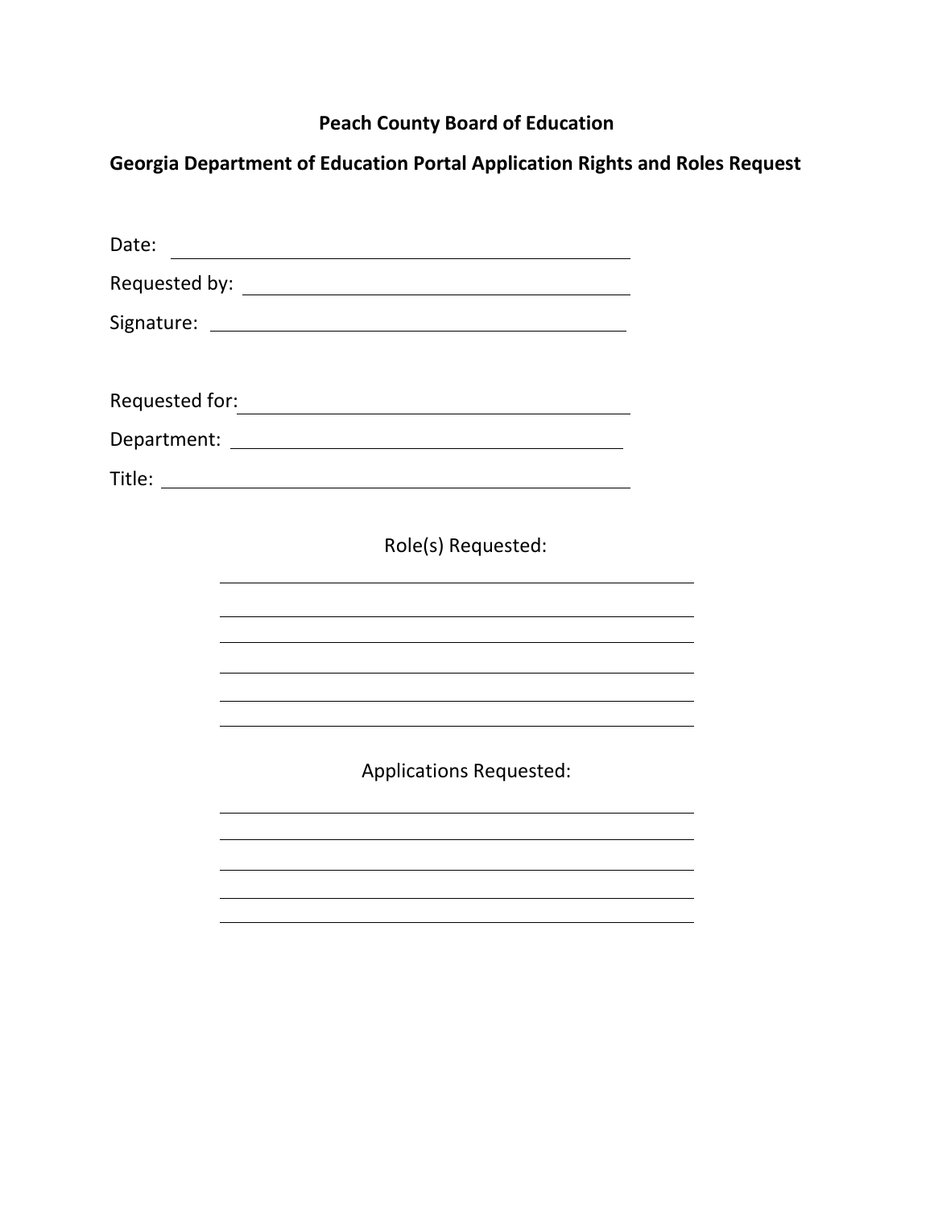# Peach County Board of Education

## Georgia Department of Education Portal Application Rights and Roles Request

Date: ______________________________

Requested by: ______________________________

Signature: ______________________________

Requested for: ______________________________

Department: ______________________________

Title: ______________________________

Role(s) Requested:

______________________________

______________________________

______________________________

______________________________

______________________________

______________________________

Applications Requested:

______________________________

______________________________

______________________________

______________________________

______________________________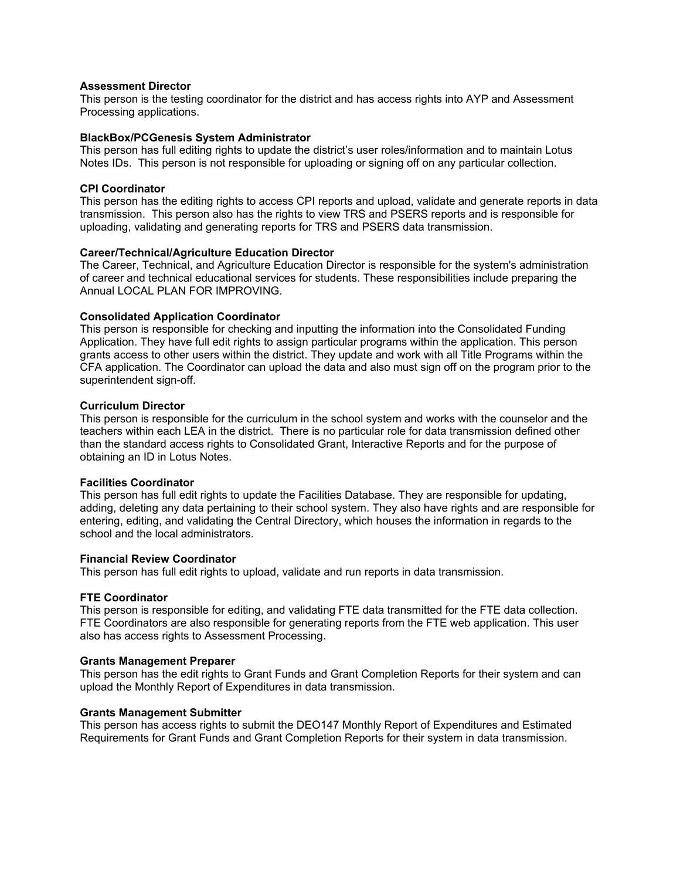**Assessment Director**
This person is the testing coordinator for the district and has access rights into AYP and Assessment Processing applications.

**BlackBox/PCGenesis System Administrator**
This person has full editing rights to update the district's user roles/information and to maintain Lotus Notes IDs. This person is not responsible for uploading or signing off on any particular collection.

**CPI Coordinator**
This person has the editing rights to access CPI reports and upload, validate and generate reports in data transmission. This person also has the rights to view TRS and PSERS reports and is responsible for uploading, validating and generating reports for TRS and PSERS data transmission.

**Career/Technical/Agriculture Education Director**
The Career, Technical, and Agriculture Education Director is responsible for the system's administration of career and technical educational services for students. These responsibilities include preparing the Annual LOCAL PLAN FOR IMPROVING.

**Consolidated Application Coordinator**
This person is responsible for checking and inputting the information into the Consolidated Funding Application. They have full edit rights to assign particular programs within the application. This person grants access to other users within the district. They update and work with all Title Programs within the CFA application. The Coordinator can upload the data and also must sign off on the program prior to the superintendent sign-off.

**Curriculum Director**
This person is responsible for the curriculum in the school system and works with the counselor and the teachers within each LEA in the district. There is no particular role for data transmission defined other than the standard access rights to Consolidated Grant, Interactive Reports and for the purpose of obtaining an ID in Lotus Notes.

**Facilities Coordinator**
This person has full edit rights to update the Facilities Database. They are responsible for updating, adding, deleting any data pertaining to their school system. They also have rights and are responsible for entering, editing, and validating the Central Directory, which houses the information in regards to the school and the local administrators.

**Financial Review Coordinator**
This person has full edit rights to upload, validate and run reports in data transmission.

**FTE Coordinator**
This person is responsible for editing, and validating FTE data transmitted for the FTE data collection. FTE Coordinators are also responsible for generating reports from the FTE web application. This user also has access rights to Assessment Processing.

**Grants Management Preparer**
This person has the edit rights to Grant Funds and Grant Completion Reports for their system and can upload the Monthly Report of Expenditures in data transmission.

**Grants Management Submitter**
This person has access rights to submit the DEO147 Monthly Report of Expenditures and Estimated Requirements for Grant Funds and Grant Completion Reports for their system in data transmission.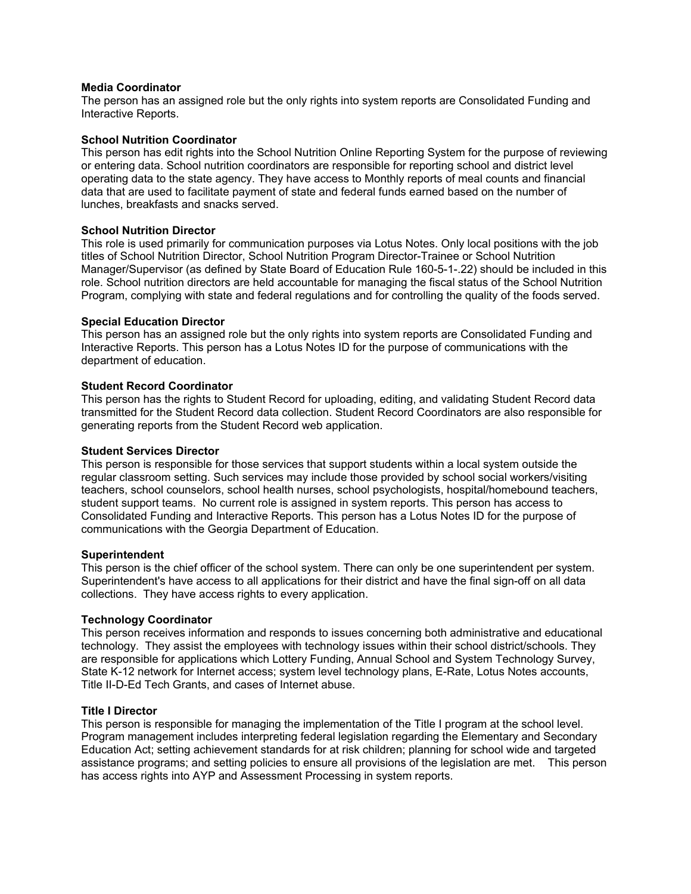**Media Coordinator**
The person has an assigned role but the only rights into system reports are Consolidated Funding and Interactive Reports.

**School Nutrition Coordinator**
This person has edit rights into the School Nutrition Online Reporting System for the purpose of reviewing or entering data. School nutrition coordinators are responsible for reporting school and district level operating data to the state agency. They have access to Monthly reports of meal counts and financial data that are used to facilitate payment of state and federal funds earned based on the number of lunches, breakfasts and snacks served.

**School Nutrition Director**
This role is used primarily for communication purposes via Lotus Notes. Only local positions with the job titles of School Nutrition Director, School Nutrition Program Director-Trainee or School Nutrition Manager/Supervisor (as defined by State Board of Education Rule 160-5-1-.22) should be included in this role. School nutrition directors are held accountable for managing the fiscal status of the School Nutrition Program, complying with state and federal regulations and for controlling the quality of the foods served.

**Special Education Director**
This person has an assigned role but the only rights into system reports are Consolidated Funding and Interactive Reports. This person has a Lotus Notes ID for the purpose of communications with the department of education.

**Student Record Coordinator**
This person has the rights to Student Record for uploading, editing, and validating Student Record data transmitted for the Student Record data collection. Student Record Coordinators are also responsible for generating reports from the Student Record web application.

**Student Services Director**
This person is responsible for those services that support students within a local system outside the regular classroom setting. Such services may include those provided by school social workers/visiting teachers, school counselors, school health nurses, school psychologists, hospital/homebound teachers, student support teams. No current role is assigned in system reports. This person has access to Consolidated Funding and Interactive Reports. This person has a Lotus Notes ID for the purpose of communications with the Georgia Department of Education.

**Superintendent**
This person is the chief officer of the school system. There can only be one superintendent per system. Superintendent's have access to all applications for their district and have the final sign-off on all data collections. They have access rights to every application.

**Technology Coordinator**
This person receives information and responds to issues concerning both administrative and educational technology. They assist the employees with technology issues within their school district/schools. They are responsible for applications which Lottery Funding, Annual School and System Technology Survey, State K-12 network for Internet access; system level technology plans, E-Rate, Lotus Notes accounts, Title II-D-Ed Tech Grants, and cases of Internet abuse.

**Title I Director**
This person is responsible for managing the implementation of the Title I program at the school level. Program management includes interpreting federal legislation regarding the Elementary and Secondary Education Act; setting achievement standards for at risk children; planning for school wide and targeted assistance programs; and setting policies to ensure all provisions of the legislation are met. This person has access rights into AYP and Assessment Processing in system reports.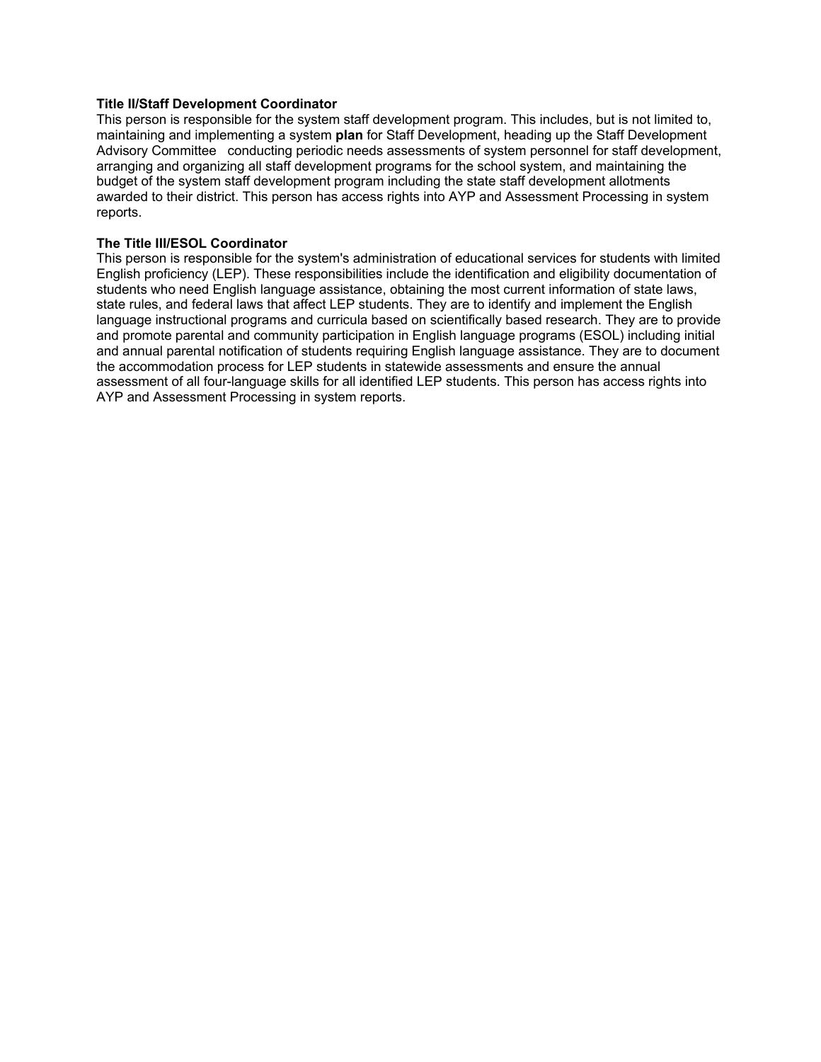**Title II/Staff Development Coordinator**
This person is responsible for the system staff development program. This includes, but is not limited to, maintaining and implementing a system **plan** for Staff Development, heading up the Staff Development Advisory Committee conducting periodic needs assessments of system personnel for staff development, arranging and organizing all staff development programs for the school system, and maintaining the budget of the system staff development program including the state staff development allotments awarded to their district. This person has access rights into AYP and Assessment Processing in system reports.

**The Title III/ESOL Coordinator**
This person is responsible for the system's administration of educational services for students with limited English proficiency (LEP). These responsibilities include the identification and eligibility documentation of students who need English language assistance, obtaining the most current information of state laws, state rules, and federal laws that affect LEP students. They are to identify and implement the English language instructional programs and curricula based on scientifically based research. They are to provide and promote parental and community participation in English language programs (ESOL) including initial and annual parental notification of students requiring English language assistance. They are to document the accommodation process for LEP students in statewide assessments and ensure the annual assessment of all four-language skills for all identified LEP students. This person has access rights into AYP and Assessment Processing in system reports.